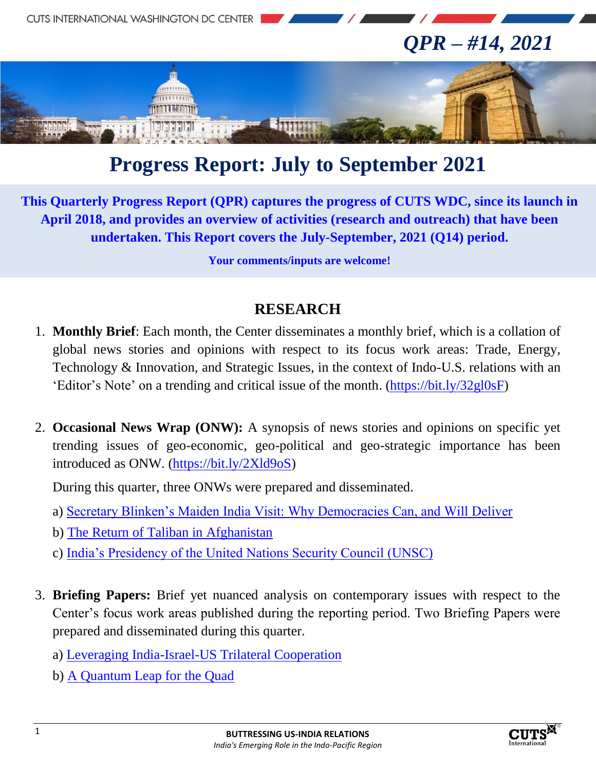*QPR – #14, 2021*

# Progress Report: July to September 2021

**This Quarterly Progress Report (QPR) captures the progress of CUTS WDC, since its launch in April 2018, and provides an overview of activities (research and outreach) that have been undertaken. This Report covers the July-September, 2021 (Q14) period.**

**Your comments/inputs are welcome!**

## RESEARCH

1. **Monthly Brief**: Each month, the Center disseminates a monthly brief, which is a collation of global news stories and opinions with respect to its focus work areas: Trade, Energy, Technology & Innovation, and Strategic Issues, in the context of Indo-U.S. relations with an 'Editor's Note' on a trending and critical issue of the month. (https://bit.ly/32gl0sF)

2. **Occasional News Wrap (ONW):** A synopsis of news stories and opinions on specific yet trending issues of geo-economic, geo-political and geo-strategic importance has been introduced as ONW. (https://bit.ly/2Xld9oS)

   During this quarter, three ONWs were prepared and disseminated.

   a) Secretary Blinken's Maiden India Visit: Why Democracies Can, and Will Deliver
   
   b) The Return of Taliban in Afghanistan
   
   c) India's Presidency of the United Nations Security Council (UNSC)

3. **Briefing Papers:** Brief yet nuanced analysis on contemporary issues with respect to the Center's focus work areas published during the reporting period. Two Briefing Papers were prepared and disseminated during this quarter.

   a) Leveraging India-Israel-US Trilateral Cooperation
   
   b) A Quantum Leap for the Quad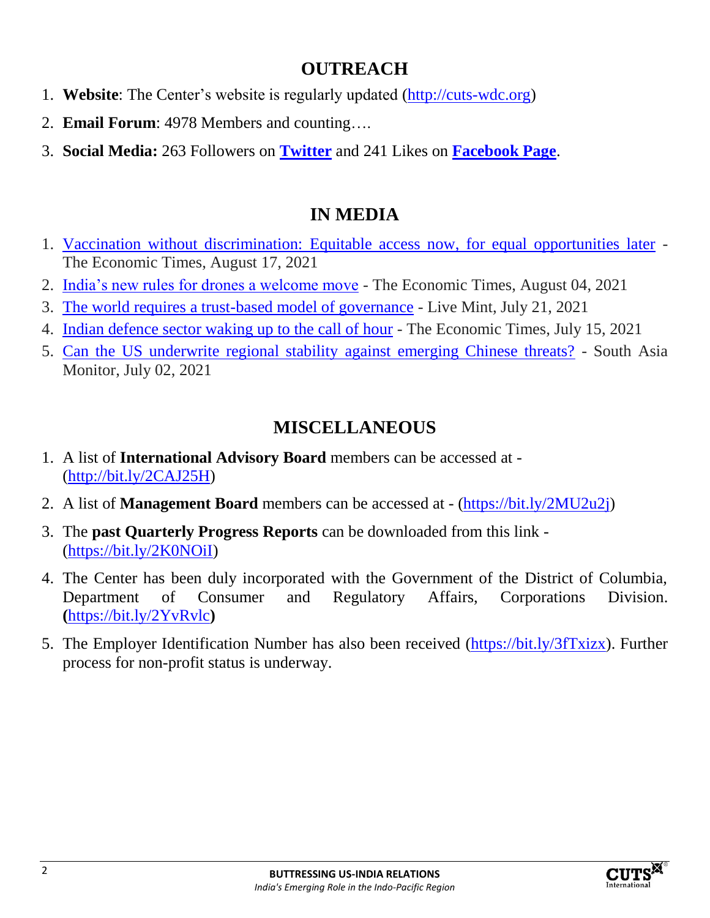## OUTREACH

1. **Website**: The Center's website is regularly updated (http://cuts-wdc.org)
2. **Email Forum**: 4978 Members and counting….
3. **Social Media:** 263 Followers on **Twitter** and 241 Likes on **Facebook Page**.

## IN MEDIA

1. Vaccination without discrimination: Equitable access now, for equal opportunities later - The Economic Times, August 17, 2021
2. India's new rules for drones a welcome move - The Economic Times, August 04, 2021
3. The world requires a trust-based model of governance - Live Mint, July 21, 2021
4. Indian defence sector waking up to the call of hour - The Economic Times, July 15, 2021
5. Can the US underwrite regional stability against emerging Chinese threats? - South Asia Monitor, July 02, 2021

## MISCELLANEOUS

1. A list of **International Advisory Board** members can be accessed at - (http://bit.ly/2CAJ25H)
2. A list of **Management Board** members can be accessed at - (https://bit.ly/2MU2u2j)
3. The **past Quarterly Progress Reports** can be downloaded from this link - (https://bit.ly/2K0NOiI)
4. The Center has been duly incorporated with the Government of the District of Columbia, Department of Consumer and Regulatory Affairs, Corporations Division. **(**https://bit.ly/2YvRvlc**)**
5. The Employer Identification Number has also been received (https://bit.ly/3fTxizx). Further process for non-profit status is underway.